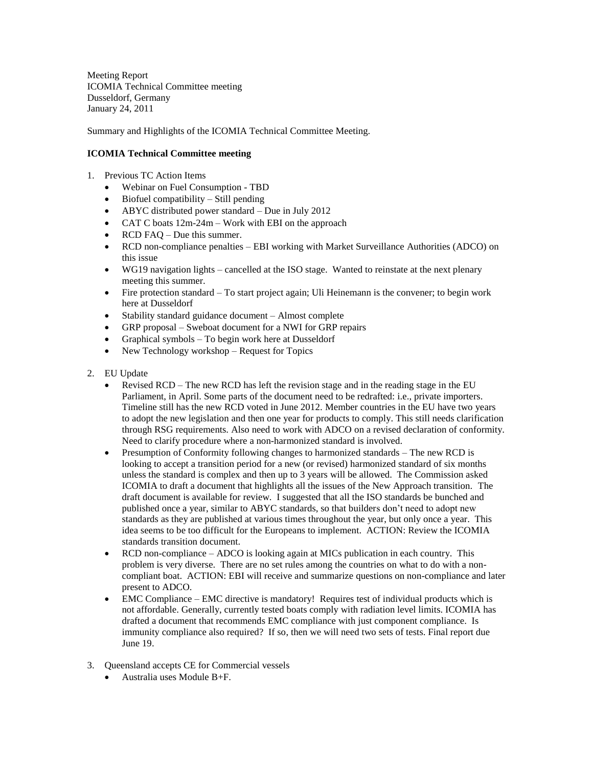Meeting Report
ICOMIA Technical Committee meeting
Dusseldorf, Germany
January 24, 2011

Summary and Highlights of the ICOMIA Technical Committee Meeting.

**ICOMIA Technical Committee meeting**

1. Previous TC Action Items
   - Webinar on Fuel Consumption - TBD
   - Biofuel compatibility – Still pending
   - ABYC distributed power standard – Due in July 2012
   - CAT C boats 12m-24m – Work with EBI on the approach
   - RCD FAQ – Due this summer.
   - RCD non-compliance penalties – EBI working with Market Surveillance Authorities (ADCO) on this issue
   - WG19 navigation lights – cancelled at the ISO stage. Wanted to reinstate at the next plenary meeting this summer.
   - Fire protection standard – To start project again; Uli Heinemann is the convener; to begin work here at Dusseldorf
   - Stability standard guidance document – Almost complete
   - GRP proposal – Sweboat document for a NWI for GRP repairs
   - Graphical symbols – To begin work here at Dusseldorf
   - New Technology workshop – Request for Topics

2. EU Update
   - Revised RCD – The new RCD has left the revision stage and in the reading stage in the EU Parliament, in April. Some parts of the document need to be redrafted: i.e., private importers. Timeline still has the new RCD voted in June 2012. Member countries in the EU have two years to adopt the new legislation and then one year for products to comply. This still needs clarification through RSG requirements. Also need to work with ADCO on a revised declaration of conformity. Need to clarify procedure where a non-harmonized standard is involved.
   - Presumption of Conformity following changes to harmonized standards – The new RCD is looking to accept a transition period for a new (or revised) harmonized standard of six months unless the standard is complex and then up to 3 years will be allowed. The Commission asked ICOMIA to draft a document that highlights all the issues of the New Approach transition. The draft document is available for review. I suggested that all the ISO standards be bunched and published once a year, similar to ABYC standards, so that builders don't need to adopt new standards as they are published at various times throughout the year, but only once a year. This idea seems to be too difficult for the Europeans to implement. ACTION: Review the ICOMIA standards transition document.
   - RCD non-compliance – ADCO is looking again at MICs publication in each country. This problem is very diverse. There are no set rules among the countries on what to do with a non-compliant boat. ACTION: EBI will receive and summarize questions on non-compliance and later present to ADCO.
   - EMC Compliance – EMC directive is mandatory! Requires test of individual products which is not affordable. Generally, currently tested boats comply with radiation level limits. ICOMIA has drafted a document that recommends EMC compliance with just component compliance. Is immunity compliance also required? If so, then we will need two sets of tests. Final report due June 19.

3. Queensland accepts CE for Commercial vessels
   - Australia uses Module B+F.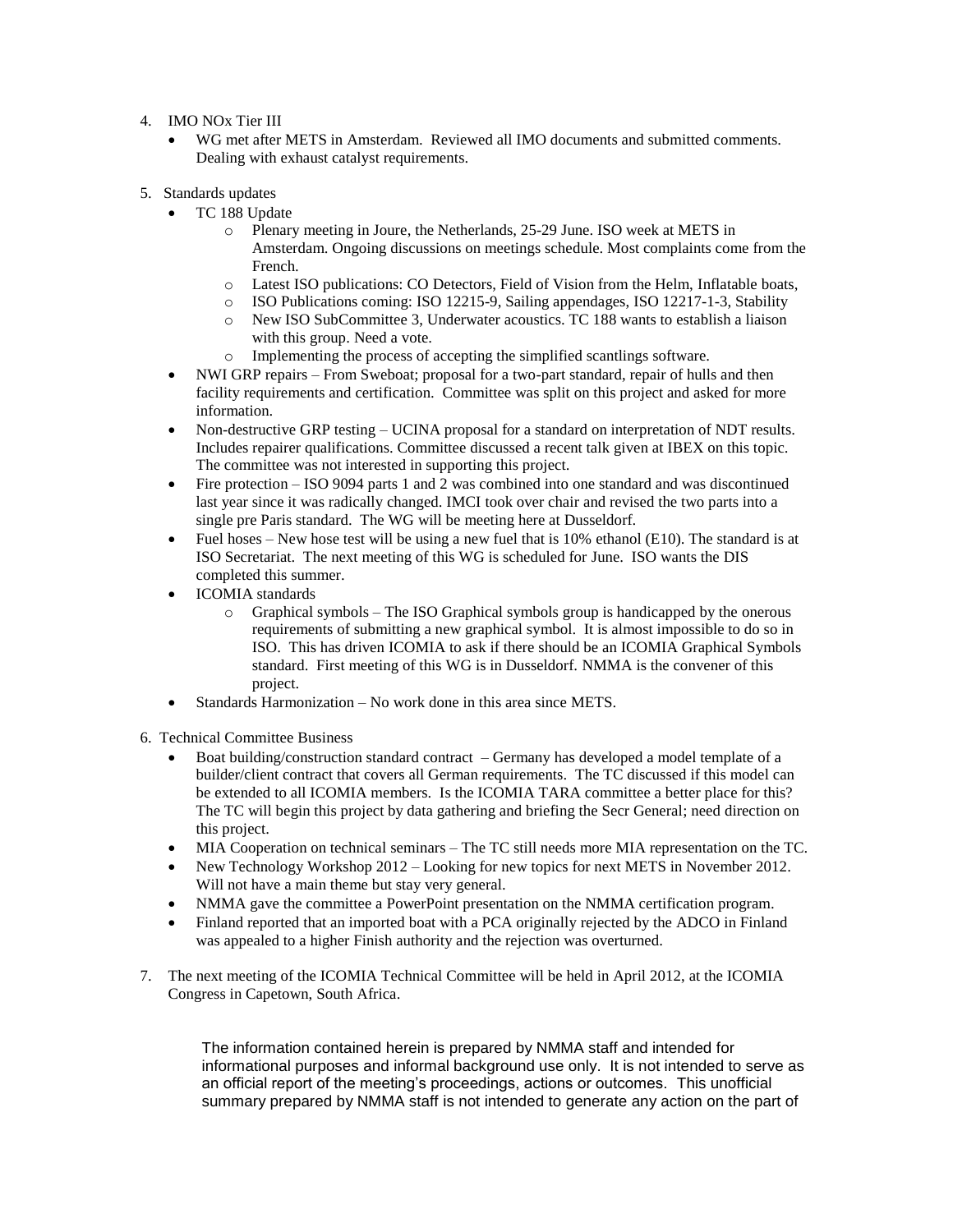4. IMO NOx Tier III
   - WG met after METS in Amsterdam. Reviewed all IMO documents and submitted comments. Dealing with exhaust catalyst requirements.

5. Standards updates
   - TC 188 Update
     - Plenary meeting in Joure, the Netherlands, 25-29 June. ISO week at METS in Amsterdam. Ongoing discussions on meetings schedule. Most complaints come from the French.
     - Latest ISO publications: CO Detectors, Field of Vision from the Helm, Inflatable boats,
     - ISO Publications coming: ISO 12215-9, Sailing appendages, ISO 12217-1-3, Stability
     - New ISO SubCommittee 3, Underwater acoustics. TC 188 wants to establish a liaison with this group. Need a vote.
     - Implementing the process of accepting the simplified scantlings software.
   - NWI GRP repairs – From Sweboat; proposal for a two-part standard, repair of hulls and then facility requirements and certification. Committee was split on this project and asked for more information.
   - Non-destructive GRP testing – UCINA proposal for a standard on interpretation of NDT results. Includes repairer qualifications. Committee discussed a recent talk given at IBEX on this topic. The committee was not interested in supporting this project.
   - Fire protection – ISO 9094 parts 1 and 2 was combined into one standard and was discontinued last year since it was radically changed. IMCI took over chair and revised the two parts into a single pre Paris standard. The WG will be meeting here at Dusseldorf.
   - Fuel hoses – New hose test will be using a new fuel that is 10% ethanol (E10). The standard is at ISO Secretariat. The next meeting of this WG is scheduled for June. ISO wants the DIS completed this summer.
   - ICOMIA standards
     - Graphical symbols – The ISO Graphical symbols group is handicapped by the onerous requirements of submitting a new graphical symbol. It is almost impossible to do so in ISO. This has driven ICOMIA to ask if there should be an ICOMIA Graphical Symbols standard. First meeting of this WG is in Dusseldorf. NMMA is the convener of this project.
   - Standards Harmonization – No work done in this area since METS.

6. Technical Committee Business
   - Boat building/construction standard contract – Germany has developed a model template of a builder/client contract that covers all German requirements. The TC discussed if this model can be extended to all ICOMIA members. Is the ICOMIA TARA committee a better place for this? The TC will begin this project by data gathering and briefing the Secr General; need direction on this project.
   - MIA Cooperation on technical seminars – The TC still needs more MIA representation on the TC.
   - New Technology Workshop 2012 – Looking for new topics for next METS in November 2012. Will not have a main theme but stay very general.
   - NMMA gave the committee a PowerPoint presentation on the NMMA certification program.
   - Finland reported that an imported boat with a PCA originally rejected by the ADCO in Finland was appealed to a higher Finish authority and the rejection was overturned.

7. The next meeting of the ICOMIA Technical Committee will be held in April 2012, at the ICOMIA Congress in Capetown, South Africa.

The information contained herein is prepared by NMMA staff and intended for informational purposes and informal background use only. It is not intended to serve as an official report of the meeting's proceedings, actions or outcomes. This unofficial summary prepared by NMMA staff is not intended to generate any action on the part of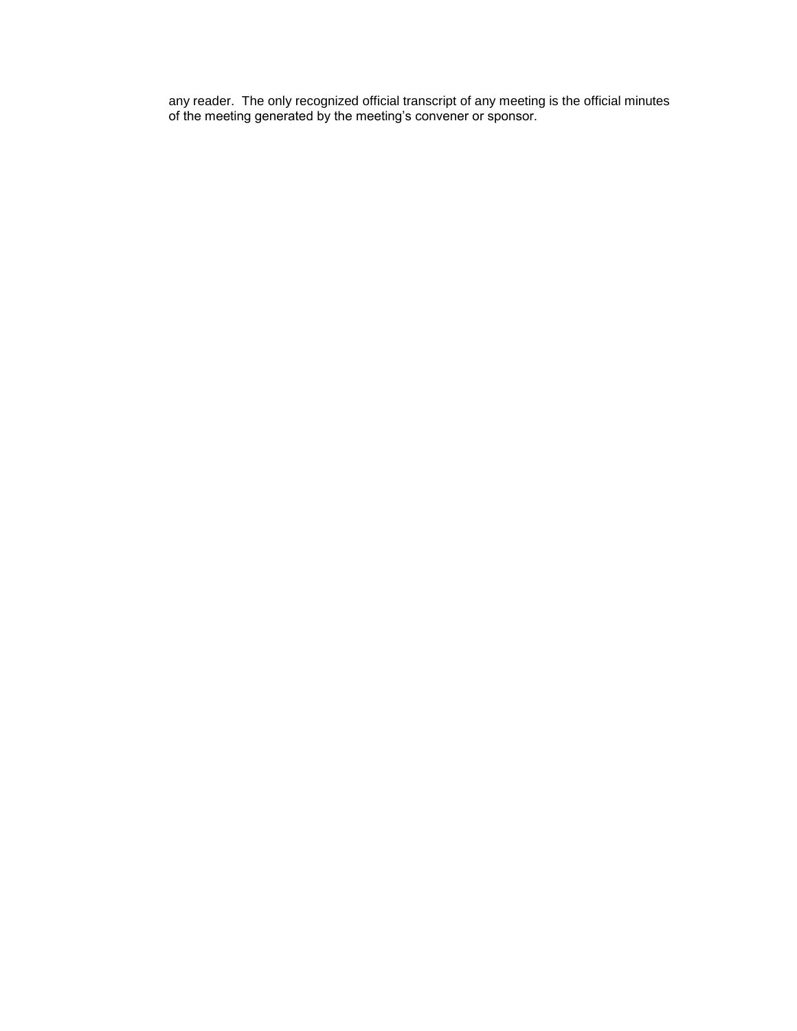any reader. The only recognized official transcript of any meeting is the official minutes of the meeting generated by the meeting's convener or sponsor.